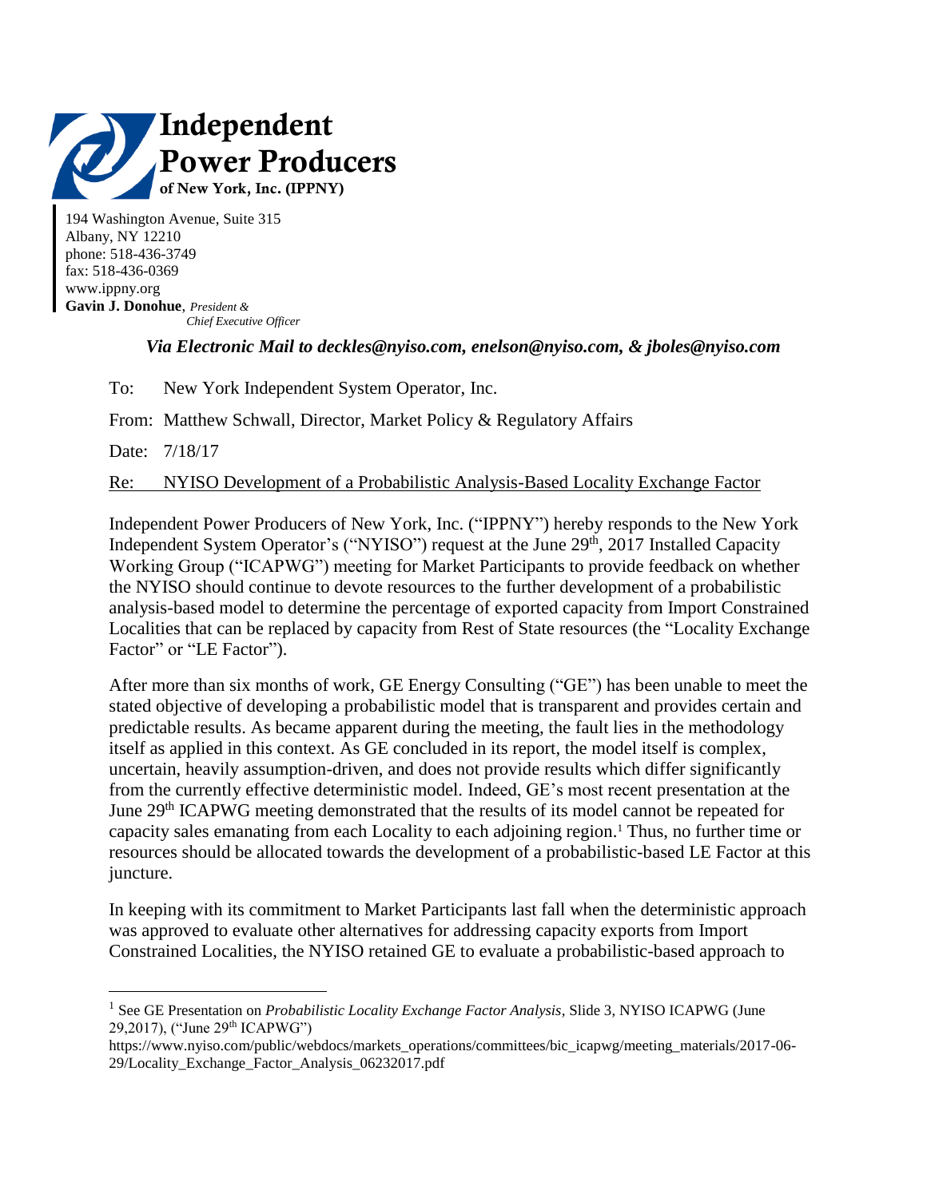# Independent Power Producers of New York, Inc. (IPPNY)

194 Washington Avenue, Suite 315
Albany, NY 12210
phone: 518-436-3749
fax: 518-436-0369
www.ippny.org
**Gavin J. Donohue**, *President & Chief Executive Officer*

***Via Electronic Mail to deckles@nyiso.com, enelson@nyiso.com, & jboles@nyiso.com***

To: New York Independent System Operator, Inc.

From: Matthew Schwall, Director, Market Policy & Regulatory Affairs

Date: 7/18/17

Re: NYISO Development of a Probabilistic Analysis-Based Locality Exchange Factor

Independent Power Producers of New York, Inc. ("IPPNY") hereby responds to the New York Independent System Operator's ("NYISO") request at the June 29th, 2017 Installed Capacity Working Group ("ICAPWG") meeting for Market Participants to provide feedback on whether the NYISO should continue to devote resources to the further development of a probabilistic analysis-based model to determine the percentage of exported capacity from Import Constrained Localities that can be replaced by capacity from Rest of State resources (the "Locality Exchange Factor" or "LE Factor").

After more than six months of work, GE Energy Consulting ("GE") has been unable to meet the stated objective of developing a probabilistic model that is transparent and provides certain and predictable results. As became apparent during the meeting, the fault lies in the methodology itself as applied in this context. As GE concluded in its report, the model itself is complex, uncertain, heavily assumption-driven, and does not provide results which differ significantly from the currently effective deterministic model. Indeed, GE's most recent presentation at the June 29th ICAPWG meeting demonstrated that the results of its model cannot be repeated for capacity sales emanating from each Locality to each adjoining region.[1] Thus, no further time or resources should be allocated towards the development of a probabilistic-based LE Factor at this juncture.

In keeping with its commitment to Market Participants last fall when the deterministic approach was approved to evaluate other alternatives for addressing capacity exports from Import Constrained Localities, the NYISO retained GE to evaluate a probabilistic-based approach to

---

[1] See GE Presentation on *Probabilistic Locality Exchange Factor Analysis*, Slide 3, NYISO ICAPWG (June 29,2017), ("June 29th ICAPWG") https://www.nyiso.com/public/webdocs/markets_operations/committees/bic_icapwg/meeting_materials/2017-06-29/Locality_Exchange_Factor_Analysis_06232017.pdf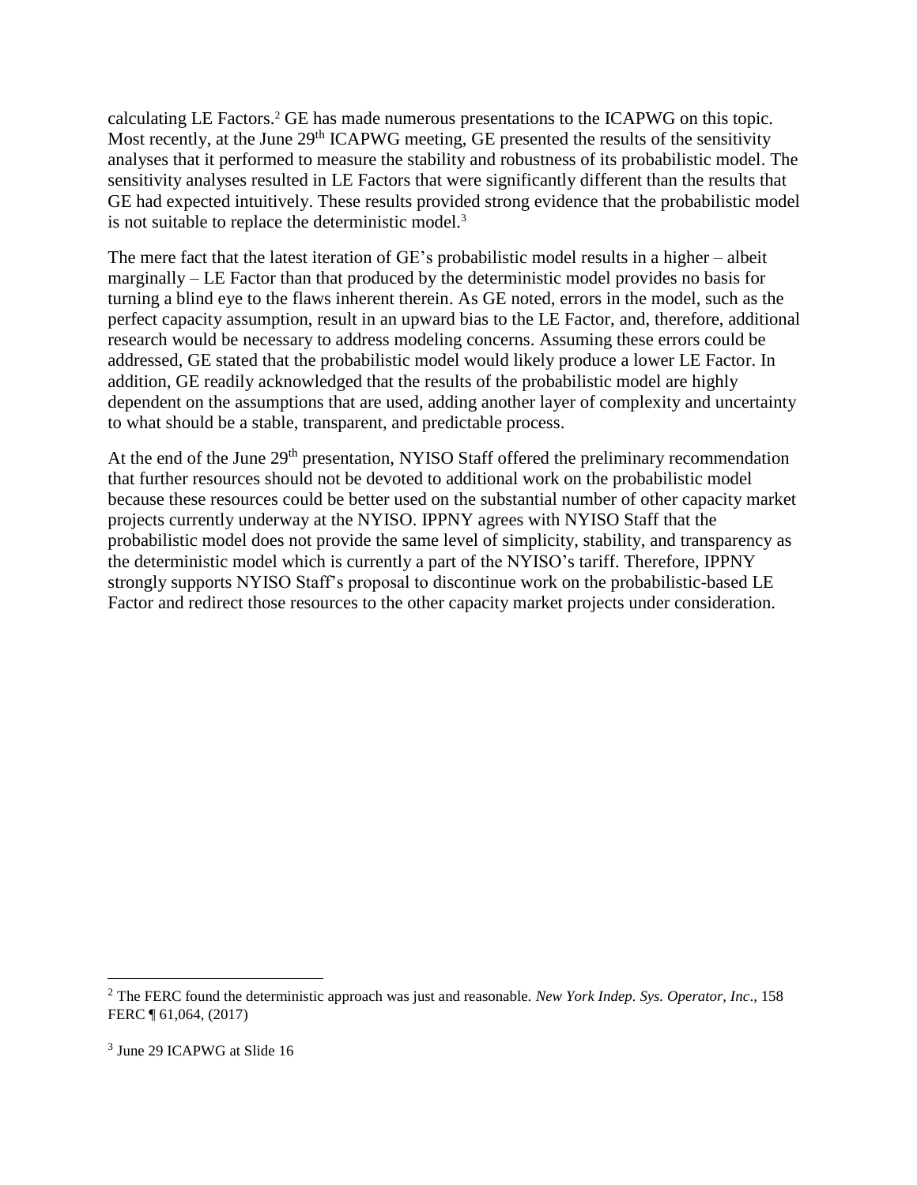calculating LE Factors.[2] GE has made numerous presentations to the ICAPWG on this topic. Most recently, at the June 29th ICAPWG meeting, GE presented the results of the sensitivity analyses that it performed to measure the stability and robustness of its probabilistic model. The sensitivity analyses resulted in LE Factors that were significantly different than the results that GE had expected intuitively. These results provided strong evidence that the probabilistic model is not suitable to replace the deterministic model.[3]

The mere fact that the latest iteration of GE's probabilistic model results in a higher – albeit marginally – LE Factor than that produced by the deterministic model provides no basis for turning a blind eye to the flaws inherent therein. As GE noted, errors in the model, such as the perfect capacity assumption, result in an upward bias to the LE Factor, and, therefore, additional research would be necessary to address modeling concerns. Assuming these errors could be addressed, GE stated that the probabilistic model would likely produce a lower LE Factor. In addition, GE readily acknowledged that the results of the probabilistic model are highly dependent on the assumptions that are used, adding another layer of complexity and uncertainty to what should be a stable, transparent, and predictable process.

At the end of the June 29th presentation, NYISO Staff offered the preliminary recommendation that further resources should not be devoted to additional work on the probabilistic model because these resources could be better used on the substantial number of other capacity market projects currently underway at the NYISO. IPPNY agrees with NYISO Staff that the probabilistic model does not provide the same level of simplicity, stability, and transparency as the deterministic model which is currently a part of the NYISO's tariff. Therefore, IPPNY strongly supports NYISO Staff's proposal to discontinue work on the probabilistic-based LE Factor and redirect those resources to the other capacity market projects under consideration.

[2] The FERC found the deterministic approach was just and reasonable. *New York Indep. Sys. Operator, Inc*., 158 FERC ¶ 61,064, (2017)

[3] June 29 ICAPWG at Slide 16